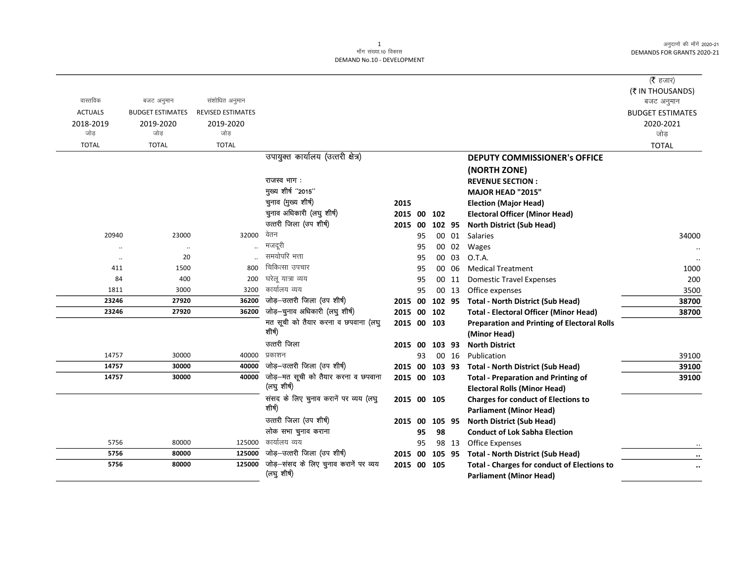मॉंग संख्या.10 विकास
DEMAND No.10 - DEVELOPMENT

| वास्तविक ACTUALS 2018-2019 जोड़ TOTAL | बजट अनुमान BUDGET ESTIMATES 2019-2020 जोड़ TOTAL | संशोधित अनुमान REVISED ESTIMATES 2019-2020 जोड़ TOTAL | | | | | | | (₹ हजार) (₹ IN THOUSANDS) बजट अनुमान BUDGET ESTIMATES 2020-2021 जोड़ TOTAL |
|---|---|---|---|---|---|---|---|---|---|
| | | | उपायुक्त कार्यालय (उत्तरी क्षेत्र) | | | | | **DEPUTY COMMISSIONER's OFFICE (NORTH ZONE)** | |
| | | | राजस्व भाग : | | | | | **REVENUE SECTION :** | |
| | | | मुख्य शीर्ष ''2015'' | | | | | **MAJOR HEAD "2015"** | |
| | | | चुनाव (मुख्य शीर्ष) | **2015** | | | | **Election (Major Head)** | |
| | | | चुनाव अधिकारी (लघु शीर्ष) | **2015** | **00** | **102** | | **Electoral Officer (Minor Head)** | |
| | | | उत्तरी जिला (उप शीर्ष) | **2015** | **00** | **102** | **95** | **North District (Sub Head)** | |
| 20940 | 23000 | 32000 | वेतन | | 95 | 00 | 01 | Salaries | 34000 |
| .. | .. | .. | मजदूरी | | 95 | 00 | 02 | Wages | .. |
| .. | 20 | .. | समयोपरि भत्ता | | 95 | 00 | 03 | O.T.A. | .. |
| 411 | 1500 | 800 | चिकित्सा उपचार | | 95 | 00 | 06 | Medical Treatment | 1000 |
| 84 | 400 | 200 | घरेलू यात्रा व्यय | | 95 | 00 | 11 | Domestic Travel Expenses | 200 |
| 1811 | 3000 | 3200 | कार्यालय व्यय | | 95 | 00 | 13 | Office expenses | 3500 |
| **23246** | **27920** | **36200** | जोड़–उत्तरी जिला (उप शीर्ष) | **2015** | **00** | **102** | **95** | **Total - North District (Sub Head)** | **38700** |
| **23246** | **27920** | **36200** | जोड़–चुनाव अधिकारी (लघु शीर्ष) | **2015** | **00** | **102** | | **Total - Electoral Officer (Minor Head)** | **38700** |
| | | | मत सूची को तैयार करना व छपवाना (लघु शीर्ष) | **2015** | **00** | **103** | | **Preparation and Printing of Electoral Rolls (Minor Head)** | |
| | | | उत्तरी जिला | **2015** | **00** | **103** | **93** | **North District** | |
| 14757 | 30000 | 40000 | प्रकाशन | | 93 | 00 | 16 | Publication | 39100 |
| **14757** | **30000** | **40000** | जोड़–उत्तरी जिला (उप शीर्ष) | **2015** | **00** | **103** | **93** | **Total - North District (Sub Head)** | **39100** |
| **14757** | **30000** | **40000** | जोड़–मत सूची को तैयार करना व छपवाना (लघु शीर्ष) | **2015** | **00** | **103** | | **Total - Preparation and Printing of Electoral Rolls (Minor Head)** | **39100** |
| | | | संसद के लिए चुनाव करानें पर व्यय (लघु शीर्ष) | **2015** | **00** | **105** | | **Charges for conduct of Elections to Parliament (Minor Head)** | |
| | | | उत्तरी जिला (उप शीर्ष) | **2015** | **00** | **105** | **95** | **North District (Sub Head)** | |
| | | | लोक सभा चुनाव कराना | | **95** | **98** | | **Conduct of Lok Sabha Election** | |
| 5756 | 80000 | 125000 | कार्यालय व्यय | | 95 | 98 | 13 | Office Expenses | .. |
| **5756** | **80000** | **125000** | जोड़–उत्तरी जिला (उप शीर्ष) | **2015** | **00** | **105** | **95** | **Total - North District (Sub Head)** | **..** |
| **5756** | **80000** | **125000** | जोड़–संसद के लिए चुनाव करानें पर व्यय (लघु शीर्ष) | **2015** | **00** | **105** | | **Total - Charges for conduct of Elections to Parliament (Minor Head)** | **..** |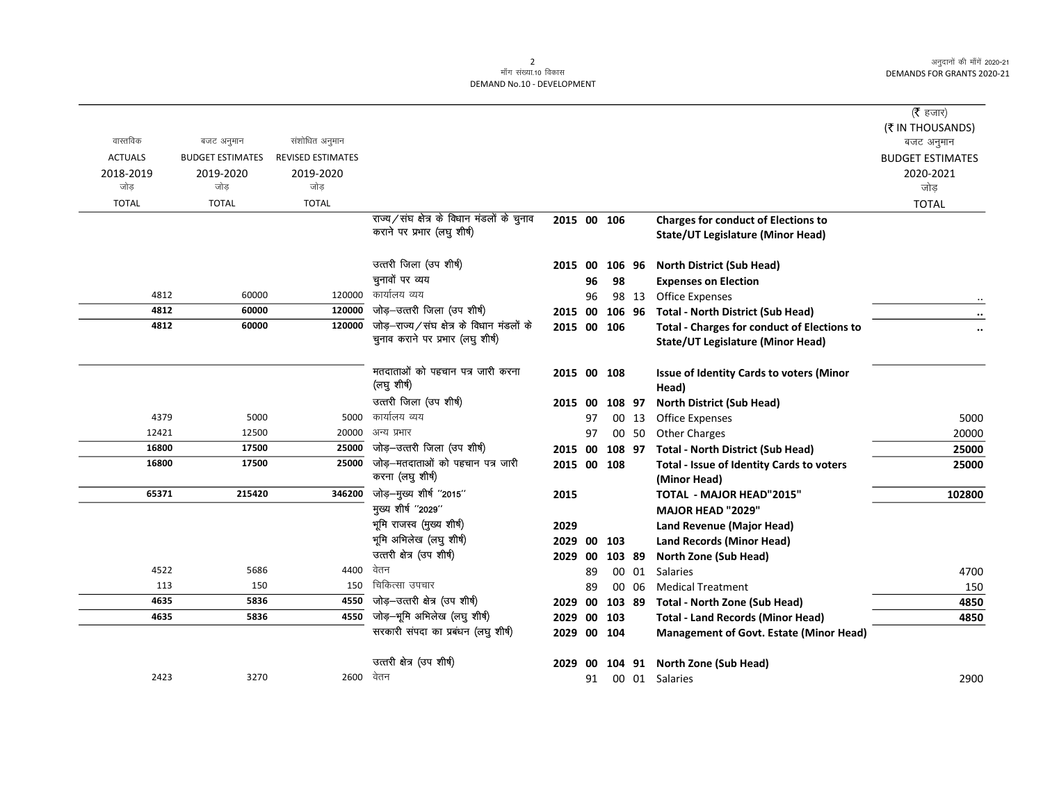मॉंग संख्या.10 विकास
DEMAND No.10 - DEVELOPMENT

| वास्तविक ACTUALS 2018-2019 जोड़ TOTAL | बजट अनुमान BUDGET ESTIMATES 2019-2020 जोड़ TOTAL | संशोधित अनुमान REVISED ESTIMATES 2019-2020 जोड़ TOTAL | | | | | | | (₹ हजार) (₹ IN THOUSANDS) बजट अनुमान BUDGET ESTIMATES 2020-2021 जोड़ TOTAL |
|---|---|---|---|---|---|---|---|---|---|
| | | | राज्य/संघ क्षेत्र के विधान मंडलों के चुनाव कराने पर प्रभार (लघु शीर्ष) | 2015 | 00 | 106 | | **Charges for conduct of Elections to State/UT Legislature (Minor Head)** | |
| | | | उत्तरी जिला (उप शीर्ष) | 2015 | 00 | 106 | 96 | **North District (Sub Head)** | |
| | | | चुनावों पर व्यय | | 96 | 98 | | **Expenses on Election** | |
| 4812 | 60000 | 120000 | कार्यालय व्यय | | 96 | 98 | 13 | Office Expenses | .. |
| **4812** | **60000** | **120000** | जोड़–उत्तरी जिला (उप शीर्ष) | 2015 | 00 | 106 | 96 | **Total - North District (Sub Head)** | **..** |
| **4812** | **60000** | **120000** | जोड़–राज्य/संघ क्षेत्र के विधान मंडलों के चुनाव कराने पर प्रभार (लघु शीर्ष) | 2015 | 00 | 106 | | **Total - Charges for conduct of Elections to State/UT Legislature (Minor Head)** | **..** |
| | | | मतदाताओं को पहचान पत्र जारी करना (लघु शीर्ष) | 2015 | 00 | 108 | | **Issue of Identity Cards to voters (Minor Head)** | |
| | | | उत्तरी जिला (उप शीर्ष) | 2015 | 00 | 108 | 97 | **North District (Sub Head)** | |
| 4379 | 5000 | 5000 | कार्यालय व्यय | | 97 | 00 | 13 | Office Expenses | 5000 |
| 12421 | 12500 | 20000 | अन्य प्रभार | | 97 | 00 | 50 | Other Charges | 20000 |
| **16800** | **17500** | **25000** | जोड़–उत्तरी जिला (उप शीर्ष) | 2015 | 00 | 108 | 97 | **Total - North District (Sub Head)** | **25000** |
| **16800** | **17500** | **25000** | जोड़–मतदाताओं को पहचान पत्र जारी करना (लघु शीर्ष) | 2015 | 00 | 108 | | **Total - Issue of Identity Cards to voters (Minor Head)** | **25000** |
| **65371** | **215420** | **346200** | जोड़–मुख्य शीर्ष "2015" | 2015 | | | | **TOTAL - MAJOR HEAD"2015"** | **102800** |
| | | | मुख्य शीर्ष "2029" | | | | | **MAJOR HEAD "2029"** | |
| | | | भूमि राजस्व (मुख्य शीर्ष) | 2029 | | | | **Land Revenue (Major Head)** | |
| | | | भूमि अभिलेख (लघु शीर्ष) | 2029 | 00 | 103 | | **Land Records (Minor Head)** | |
| | | | उत्तरी क्षेत्र (उप शीर्ष) | 2029 | 00 | 103 | 89 | **North Zone (Sub Head)** | |
| 4522 | 5686 | 4400 | वेतन | | 89 | 00 | 01 | Salaries | 4700 |
| 113 | 150 | 150 | चिकित्सा उपचार | | 89 | 00 | 06 | Medical Treatment | 150 |
| **4635** | **5836** | **4550** | जोड़–उत्तरी क्षेत्र (उप शीर्ष) | 2029 | 00 | 103 | 89 | **Total - North Zone (Sub Head)** | **4850** |
| **4635** | **5836** | **4550** | जोड़–भूमि अभिलेख (लघु शीर्ष) | 2029 | 00 | 103 | | **Total - Land Records (Minor Head)** | **4850** |
| | | | सरकारी संपदा का प्रबंधन (लघु शीर्ष) | 2029 | 00 | 104 | | **Management of Govt. Estate (Minor Head)** | |
| | | | उत्तरी क्षेत्र (उप शीर्ष) | 2029 | 00 | 104 | 91 | **North Zone (Sub Head)** | |
| 2423 | 3270 | 2600 | वेतन | | 91 | 00 | 01 | Salaries | 2900 |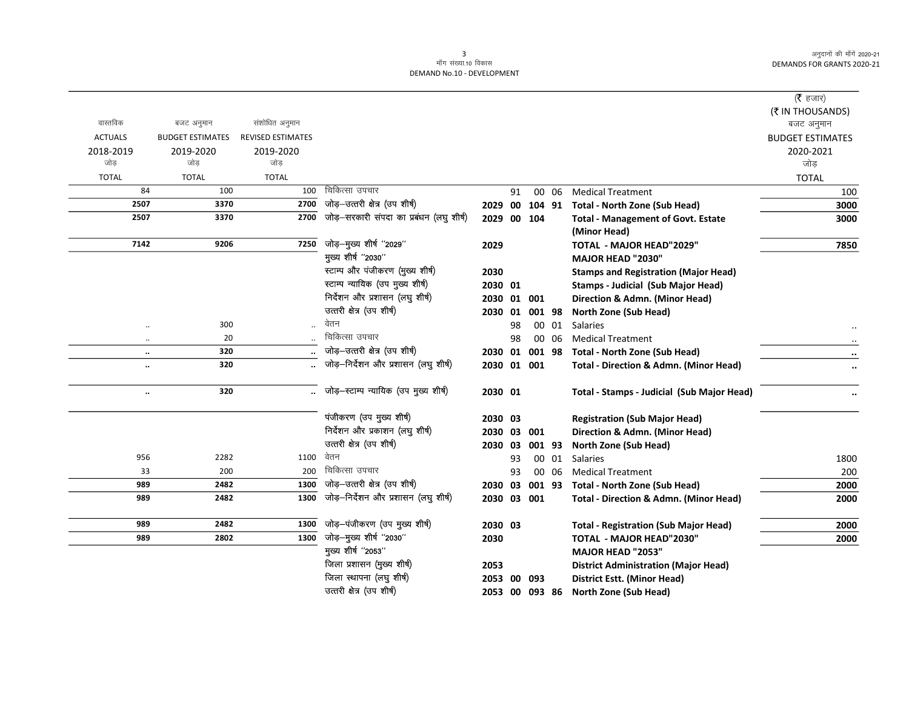| वास्तविक ACTUALS 2018-2019 जोड़ TOTAL | बजट अनुमान BUDGET ESTIMATES 2019-2020 जोड़ TOTAL | संशोधित अनुमान REVISED ESTIMATES 2019-2020 जोड़ TOTAL | | | | (₹ हजार) (₹ IN THOUSANDS) बजट अनुमान BUDGET ESTIMATES 2020-2021 जोड़ TOTAL |
|---|---|---|---|---|---|---|
| 84 | 100 | 100 | चिकित्सा उपचार | 91 00 06 | Medical Treatment | 100 |
| **2507** | **3370** | **2700** | जोड़–उत्तरी क्षेत्र (उप शीर्ष) | **2029 00 104 91** | **Total - North Zone (Sub Head)** | **3000** |
| **2507** | **3370** | **2700** | जोड़–सरकारी संपदा का प्रबंधन (लघु शीर्ष) | **2029 00 104** | **Total - Management of Govt. Estate (Minor Head)** | **3000** |
| **7142** | **9206** | **7250** | जोड़–मुख्य शीर्ष ''2029'' | **2029** | **TOTAL - MAJOR HEAD"2029"** | **7850** |
| | | | मुख्य शीर्ष ''2030'' | | **MAJOR HEAD "2030"** | |
| | | | स्टाम्प और पंजीकरण (मुख्य शीर्ष) | **2030** | **Stamps and Registration (Major Head)** | |
| | | | स्टाम्प न्यायिक (उप मुख्य शीर्ष) | **2030 01** | **Stamps - Judicial (Sub Major Head)** | |
| | | | निर्देशन और प्रशासन (लघु शीर्ष) | **2030 01 001** | **Direction & Admn. (Minor Head)** | |
| | | | उत्तरी क्षेत्र (उप शीर्ष) | **2030 01 001 98** | **North Zone (Sub Head)** | |
| .. | 300 | .. | वेतन | 98 00 01 | Salaries | .. |
| .. | 20 | .. | चिकित्सा उपचार | 98 00 06 | Medical Treatment | .. |
| **..** | **320** | **..** | जोड़–उत्तरी क्षेत्र (उप शीर्ष) | **2030 01 001 98** | **Total - North Zone (Sub Head)** | **..** |
| **..** | **320** | **..** | जोड़–निर्देशन और प्रशासन (लघु शीर्ष) | **2030 01 001** | **Total - Direction & Admn. (Minor Head)** | **..** |
| **..** | **320** | **..** | जोड़–स्टाम्प न्यायिक (उप मुख्य शीर्ष) | **2030 01** | **Total - Stamps - Judicial (Sub Major Head)** | **..** |
| | | | पंजीकरण (उप मुख्य शीर्ष) | **2030 03** | **Registration (Sub Major Head)** | |
| | | | निर्देशन और प्रकाशन (लघु शीर्ष) | **2030 03 001** | **Direction & Admn. (Minor Head)** | |
| | | | उत्तरी क्षेत्र (उप शीर्ष) | **2030 03 001 93** | **North Zone (Sub Head)** | |
| 956 | 2282 | 1100 | वेतन | 93 00 01 | Salaries | 1800 |
| 33 | 200 | 200 | चिकित्सा उपचार | 93 00 06 | Medical Treatment | 200 |
| **989** | **2482** | **1300** | जोड़–उत्तरी क्षेत्र (उप शीर्ष) | **2030 03 001 93** | **Total - North Zone (Sub Head)** | **2000** |
| **989** | **2482** | **1300** | जोड़–निर्देशन और प्रशासन (लघु शीर्ष) | **2030 03 001** | **Total - Direction & Admn. (Minor Head)** | **2000** |
| **989** | **2482** | **1300** | जोड़–पंजीकरण (उप मुख्य शीर्ष) | **2030 03** | **Total - Registration (Sub Major Head)** | **2000** |
| **989** | **2802** | **1300** | जोड़–मुख्य शीर्ष ''2030'' | **2030** | **TOTAL - MAJOR HEAD"2030"** | **2000** |
| | | | मुख्य शीर्ष ''2053'' | | **MAJOR HEAD "2053"** | |
| | | | जिला प्रशासन (मुख्य शीर्ष) | **2053** | **District Administration (Major Head)** | |
| | | | जिला स्थापना (लघु शीर्ष) | **2053 00 093** | **District Estt. (Minor Head)** | |
| | | | उत्तरी क्षेत्र (उप शीर्ष) | **2053 00 093 86** | **North Zone (Sub Head)** | |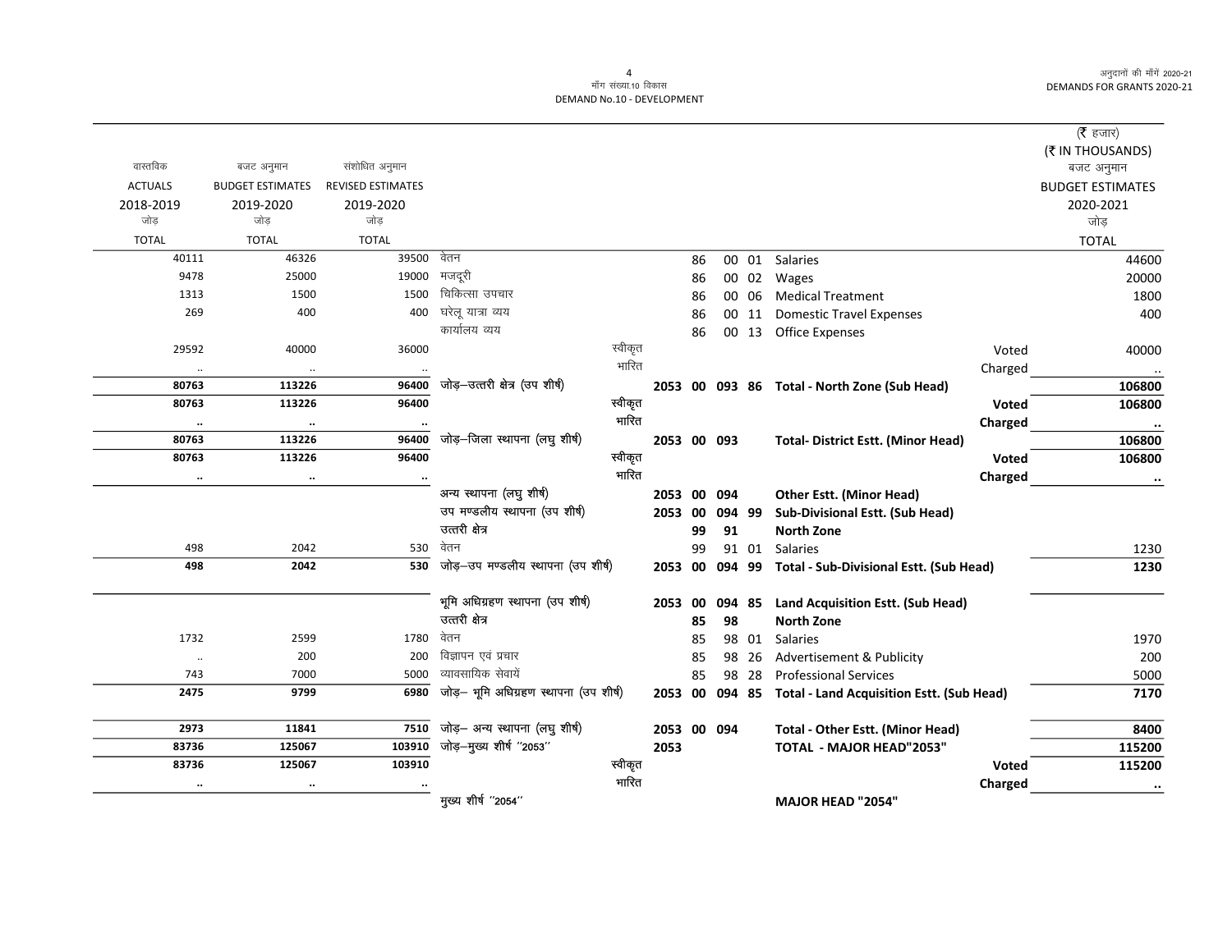माँग संख्या.10 विकास
DEMAND No.10 - DEVELOPMENT

(₹ हजार)
(₹ IN THOUSANDS)

| वास्तविक ACTUALS 2018-2019 जोड़ TOTAL | बजट अनुमान BUDGET ESTIMATES 2019-2020 जोड़ TOTAL | संशोधित अनुमान REVISED ESTIMATES 2019-2020 जोड़ TOTAL | | | | | | | | | बजट अनुमान BUDGET ESTIMATES 2020-2021 जोड़ TOTAL |
|---|---|---|---|---|---|---|---|---|---|---|---|
| 40111 | 46326 | 39500 | वेतन | | | 86 | 00 | 01 | Salaries | | 44600 |
| 9478 | 25000 | 19000 | मजदूरी | | | 86 | 00 | 02 | Wages | | 20000 |
| 1313 | 1500 | 1500 | चिकित्सा उपचार | | | 86 | 00 | 06 | Medical Treatment | | 1800 |
| 269 | 400 | 400 | घरेलू यात्रा व्यय | | | 86 | 00 | 11 | Domestic Travel Expenses | | 400 |
| | | | कार्यालय व्यय | | | 86 | 00 | 13 | Office Expenses | | |
| 29592 | 40000 | 36000 | | स्वीकृत | | | | | | Voted | 40000 |
| .. | .. | .. | | भारित | | | | | | Charged | .. |
| **80763** | **113226** | **96400** | जोड़–उत्तरी क्षेत्र (उप शीर्ष) | | **2053** | **00** | **093** | **86** | **Total - North Zone (Sub Head)** | | **106800** |
| **80763** | **113226** | **96400** | | स्वीकृत | | | | | | **Voted** | **106800** |
| **..** | **..** | **..** | | भारित | | | | | | **Charged** | **..** |
| **80763** | **113226** | **96400** | जोड़–जिला स्थापना (लघु शीर्ष) | | **2053** | **00** | **093** | | **Total- District Estt. (Minor Head)** | | **106800** |
| **80763** | **113226** | **96400** | | स्वीकृत | | | | | | **Voted** | **106800** |
| **..** | **..** | **..** | | भारित | | | | | | **Charged** | **..** |
| | | | अन्य स्थापना (लघु शीर्ष) | | **2053** | **00** | **094** | | **Other Estt. (Minor Head)** | | |
| | | | उप मण्डलीय स्थापना (उप शीर्ष) | | **2053** | **00** | **094** | **99** | **Sub-Divisional Estt. (Sub Head)** | | |
| | | | उत्तरी क्षेत्र | | | **99** | **91** | | **North Zone** | | |
| 498 | 2042 | 530 | वेतन | | | 99 | 91 | 01 | Salaries | | 1230 |
| **498** | **2042** | **530** | जोड़–उप मण्डलीय स्थापना (उप शीर्ष) | | **2053** | **00** | **094** | **99** | **Total - Sub-Divisional Estt. (Sub Head)** | | **1230** |
| | | | भूमि अधिग्रहण स्थापना (उप शीर्ष) | | **2053** | **00** | **094** | **85** | **Land Acquisition Estt. (Sub Head)** | | |
| | | | उत्तरी क्षेत्र | | | **85** | **98** | | **North Zone** | | |
| 1732 | 2599 | 1780 | वेतन | | | 85 | 98 | 01 | Salaries | | 1970 |
| .. | 200 | 200 | विज्ञापन एवं प्रचार | | | 85 | 98 | 26 | Advertisement & Publicity | | 200 |
| 743 | 7000 | 5000 | व्यावसायिक सेवायें | | | 85 | 98 | 28 | Professional Services | | 5000 |
| **2475** | **9799** | **6980** | जोड़– भूमि अधिग्रहण स्थापना (उप शीर्ष) | | **2053** | **00** | **094** | **85** | **Total - Land Acquisition Estt. (Sub Head)** | | **7170** |
| **2973** | **11841** | **7510** | जोड़– अन्य स्थापना (लघु शीर्ष) | | **2053** | **00** | **094** | | **Total - Other Estt. (Minor Head)** | | **8400** |
| **83736** | **125067** | **103910** | जोड़–मुख्य शीर्ष ''2053'' | | **2053** | | | | **TOTAL - MAJOR HEAD"2053"** | | **115200** |
| **83736** | **125067** | **103910** | | स्वीकृत | | | | | | **Voted** | **115200** |
| **..** | **..** | **..** | | भारित | | | | | | **Charged** | **..** |
| | | | मुख्य शीर्ष ''2054'' | | | | | | **MAJOR HEAD "2054"** | | |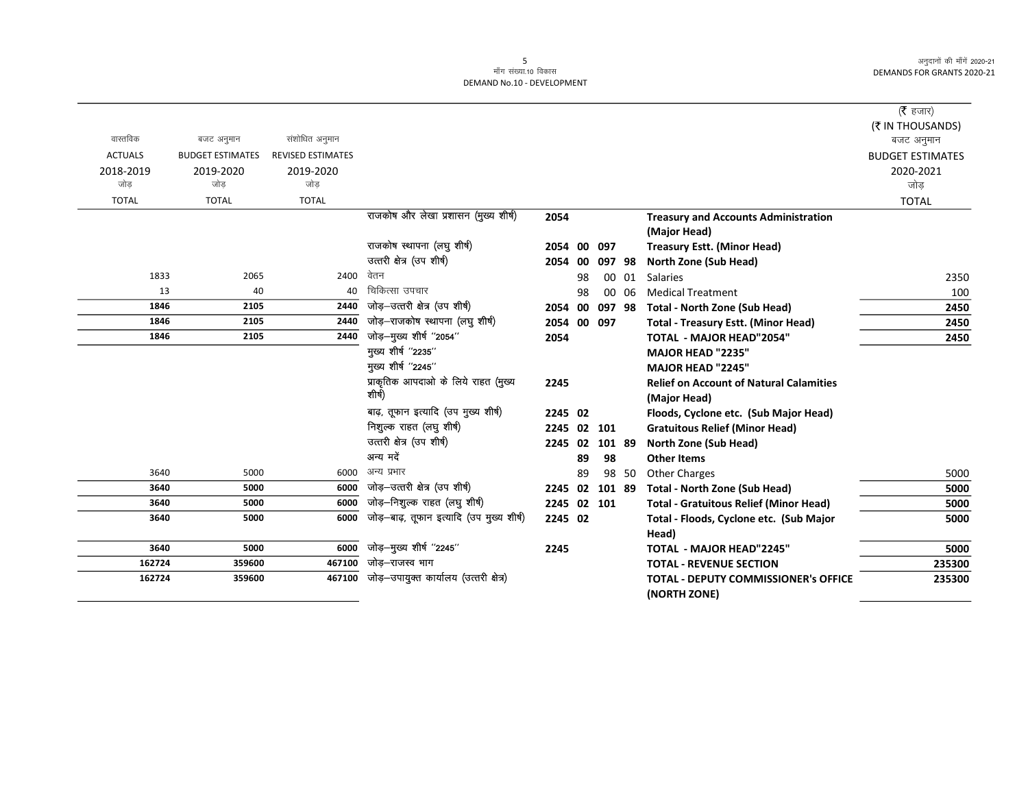| वास्तविक<br>ACTUALS<br>2018-2019<br>जोड़<br>TOTAL | बजट अनुमान<br>BUDGET ESTIMATES<br>2019-2020<br>जोड़<br>TOTAL | संशोधित अनुमान<br>REVISED ESTIMATES<br>2019-2020<br>जोड़<br>TOTAL | | | | | | | (₹ हजार)<br>(₹ IN THOUSANDS)<br>बजट अनुमान<br>BUDGET ESTIMATES<br>2020-2021<br>जोड़<br>TOTAL |
|---|---|---|---|---|---|---|---|---|---|
| | | | राजकोष और लेखा प्रशासन (मुख्य शीर्ष) | 2054 | | | | **Treasury and Accounts Administration (Major Head)** | |
| | | | राजकोष स्थापना (लघु शीर्ष) | 2054 | 00 | 097 | | **Treasury Estt. (Minor Head)** | |
| | | | उत्तरी क्षेत्र (उप शीर्ष) | 2054 | 00 | 097 | 98 | **North Zone (Sub Head)** | |
| 1833 | 2065 | 2400 | वेतन | | 98 | 00 | 01 | Salaries | 2350 |
| 13 | 40 | 40 | चिकित्सा उपचार | | 98 | 00 | 06 | Medical Treatment | 100 |
| **1846** | **2105** | **2440** | जोड़–उत्तरी क्षेत्र (उप शीर्ष) | 2054 | 00 | 097 | 98 | **Total - North Zone (Sub Head)** | **2450** |
| **1846** | **2105** | **2440** | जोड़–राजकोष स्थापना (लघु शीर्ष) | 2054 | 00 | 097 | | **Total - Treasury Estt. (Minor Head)** | **2450** |
| **1846** | **2105** | **2440** | जोड़–मुख्य शीर्ष "2054" | 2054 | | | | **TOTAL - MAJOR HEAD"2054"** | **2450** |
| | | | मुख्य शीर्ष "2235" | | | | | **MAJOR HEAD "2235"** | |
| | | | मुख्य शीर्ष "2245" | | | | | **MAJOR HEAD "2245"** | |
| | | | प्राकृतिक आपदाओ के लिये राहत (मुख्य शीर्ष) | 2245 | | | | **Relief on Account of Natural Calamities (Major Head)** | |
| | | | बाढ़, तूफान इत्यादि (उप मुख्य शीर्ष) | 2245 | 02 | | | **Floods, Cyclone etc. (Sub Major Head)** | |
| | | | निशुल्क राहत (लघु शीर्ष) | 2245 | 02 | 101 | | **Gratuitous Relief (Minor Head)** | |
| | | | उत्तरी क्षेत्र (उप शीर्ष) | 2245 | 02 | 101 | 89 | **North Zone (Sub Head)** | |
| | | | अन्य मदें | | 89 | 98 | | **Other Items** | |
| 3640 | 5000 | 6000 | अन्य प्रभार | | 89 | 98 | 50 | Other Charges | 5000 |
| **3640** | **5000** | **6000** | जोड़–उत्तरी क्षेत्र (उप शीर्ष) | 2245 | 02 | 101 | 89 | **Total - North Zone (Sub Head)** | **5000** |
| **3640** | **5000** | **6000** | जोड़–निशुल्क राहत (लघु शीर्ष) | 2245 | 02 | 101 | | **Total - Gratuitous Relief (Minor Head)** | **5000** |
| **3640** | **5000** | **6000** | जोड़–बाढ़, तूफान इत्यादि (उप मुख्य शीर्ष) | 2245 | 02 | | | **Total - Floods, Cyclone etc. (Sub Major Head)** | **5000** |
| **3640** | **5000** | **6000** | जोड़–मुख्य शीर्ष "2245" | 2245 | | | | **TOTAL - MAJOR HEAD"2245"** | **5000** |
| **162724** | **359600** | **467100** | जोड़–राजस्व भाग | | | | | **TOTAL - REVENUE SECTION** | **235300** |
| **162724** | **359600** | **467100** | जोड़–उपायुक्त कार्यालय (उत्तरी क्षेत्र) | | | | | **TOTAL - DEPUTY COMMISSIONER's OFFICE (NORTH ZONE)** | **235300** |